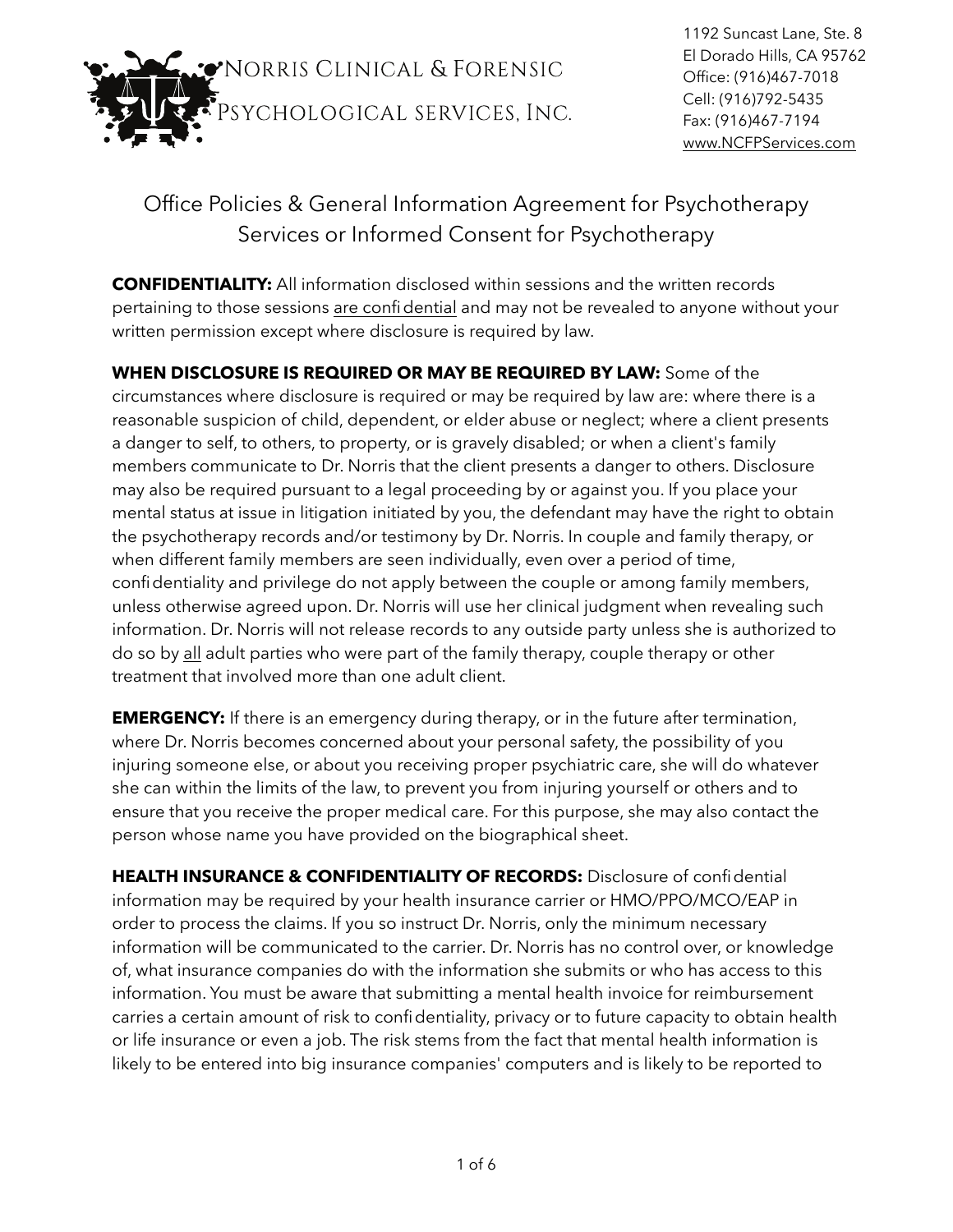Norris Clinical & Forensic Psychological services, Inc.

1192 Suncast Lane, Ste. 8
El Dorado Hills, CA 95762
Office: (916)467-7018
Cell: (916)792-5435
Fax: (916)467-7194
www.NCFPServices.com

# Office Policies & General Information Agreement for Psychotherapy Services or Informed Consent for Psychotherapy

**CONFIDENTIALITY:** All information disclosed within sessions and the written records pertaining to those sessions are confidential and may not be revealed to anyone without your written permission except where disclosure is required by law.

**WHEN DISCLOSURE IS REQUIRED OR MAY BE REQUIRED BY LAW:** Some of the circumstances where disclosure is required or may be required by law are: where there is a reasonable suspicion of child, dependent, or elder abuse or neglect; where a client presents a danger to self, to others, to property, or is gravely disabled; or when a client's family members communicate to Dr. Norris that the client presents a danger to others. Disclosure may also be required pursuant to a legal proceeding by or against you. If you place your mental status at issue in litigation initiated by you, the defendant may have the right to obtain the psychotherapy records and/or testimony by Dr. Norris. In couple and family therapy, or when different family members are seen individually, even over a period of time, confidentiality and privilege do not apply between the couple or among family members, unless otherwise agreed upon. Dr. Norris will use her clinical judgment when revealing such information. Dr. Norris will not release records to any outside party unless she is authorized to do so by all adult parties who were part of the family therapy, couple therapy or other treatment that involved more than one adult client.

**EMERGENCY:** If there is an emergency during therapy, or in the future after termination, where Dr. Norris becomes concerned about your personal safety, the possibility of you injuring someone else, or about you receiving proper psychiatric care, she will do whatever she can within the limits of the law, to prevent you from injuring yourself or others and to ensure that you receive the proper medical care. For this purpose, she may also contact the person whose name you have provided on the biographical sheet.

**HEALTH INSURANCE & CONFIDENTIALITY OF RECORDS:** Disclosure of confidential information may be required by your health insurance carrier or HMO/PPO/MCO/EAP in order to process the claims. If you so instruct Dr. Norris, only the minimum necessary information will be communicated to the carrier. Dr. Norris has no control over, or knowledge of, what insurance companies do with the information she submits or who has access to this information. You must be aware that submitting a mental health invoice for reimbursement carries a certain amount of risk to confidentiality, privacy or to future capacity to obtain health or life insurance or even a job. The risk stems from the fact that mental health information is likely to be entered into big insurance companies' computers and is likely to be reported to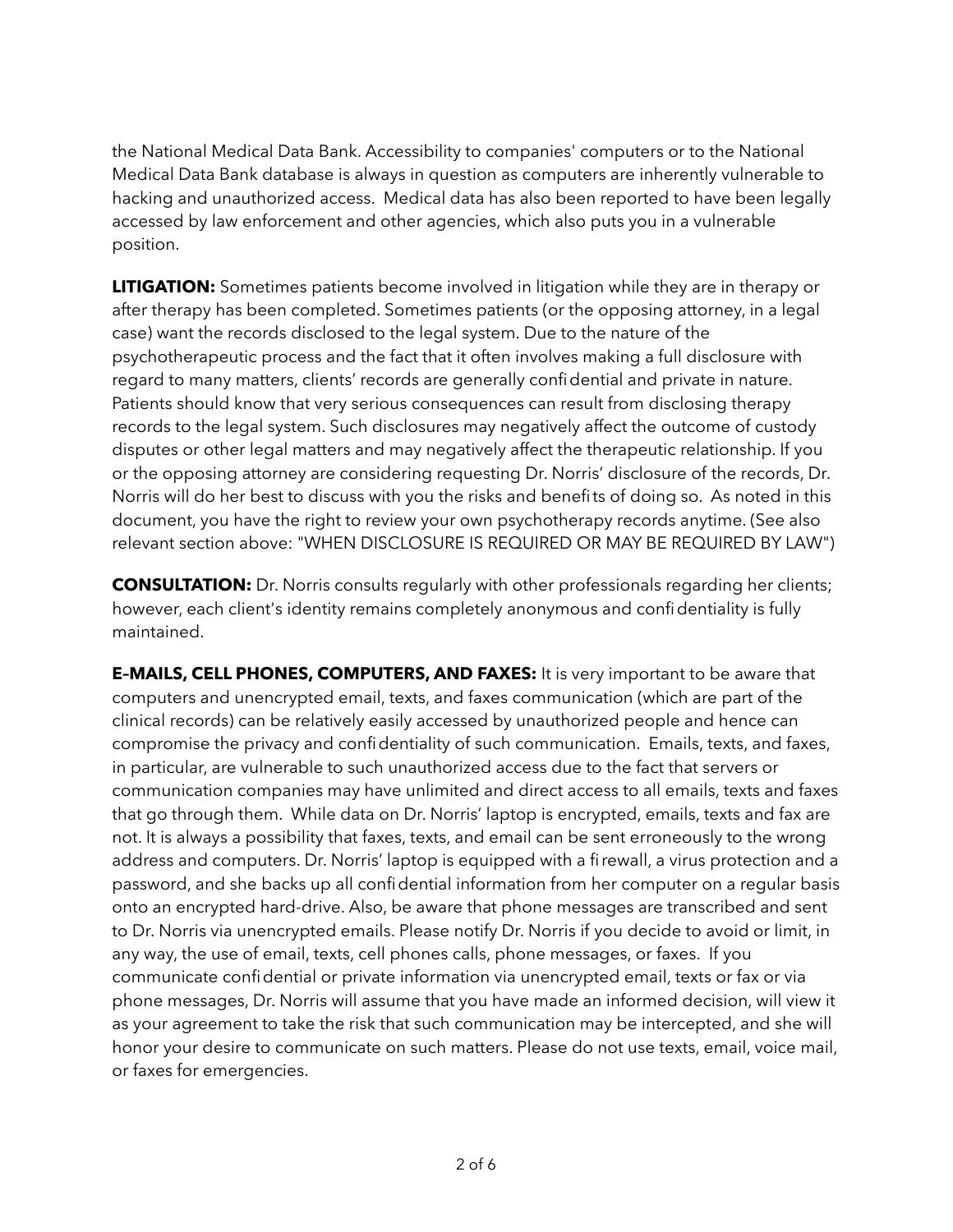the National Medical Data Bank. Accessibility to companies' computers or to the National Medical Data Bank database is always in question as computers are inherently vulnerable to hacking and unauthorized access. Medical data has also been reported to have been legally accessed by law enforcement and other agencies, which also puts you in a vulnerable position.

**LITIGATION:** Sometimes patients become involved in litigation while they are in therapy or after therapy has been completed. Sometimes patients (or the opposing attorney, in a legal case) want the records disclosed to the legal system. Due to the nature of the psychotherapeutic process and the fact that it often involves making a full disclosure with regard to many matters, clients' records are generally confidential and private in nature. Patients should know that very serious consequences can result from disclosing therapy records to the legal system. Such disclosures may negatively affect the outcome of custody disputes or other legal matters and may negatively affect the therapeutic relationship. If you or the opposing attorney are considering requesting Dr. Norris' disclosure of the records, Dr. Norris will do her best to discuss with you the risks and benefits of doing so. As noted in this document, you have the right to review your own psychotherapy records anytime. (See also relevant section above: "WHEN DISCLOSURE IS REQUIRED OR MAY BE REQUIRED BY LAW")

**CONSULTATION:** Dr. Norris consults regularly with other professionals regarding her clients; however, each client's identity remains completely anonymous and confidentiality is fully maintained.

**E-MAILS, CELL PHONES, COMPUTERS, AND FAXES:** It is very important to be aware that computers and unencrypted email, texts, and faxes communication (which are part of the clinical records) can be relatively easily accessed by unauthorized people and hence can compromise the privacy and confidentiality of such communication. Emails, texts, and faxes, in particular, are vulnerable to such unauthorized access due to the fact that servers or communication companies may have unlimited and direct access to all emails, texts and faxes that go through them. While data on Dr. Norris' laptop is encrypted, emails, texts and fax are not. It is always a possibility that faxes, texts, and email can be sent erroneously to the wrong address and computers. Dr. Norris' laptop is equipped with a firewall, a virus protection and a password, and she backs up all confidential information from her computer on a regular basis onto an encrypted hard-drive. Also, be aware that phone messages are transcribed and sent to Dr. Norris via unencrypted emails. Please notify Dr. Norris if you decide to avoid or limit, in any way, the use of email, texts, cell phones calls, phone messages, or faxes. If you communicate confidential or private information via unencrypted email, texts or fax or via phone messages, Dr. Norris will assume that you have made an informed decision, will view it as your agreement to take the risk that such communication may be intercepted, and she will honor your desire to communicate on such matters. Please do not use texts, email, voice mail, or faxes for emergencies.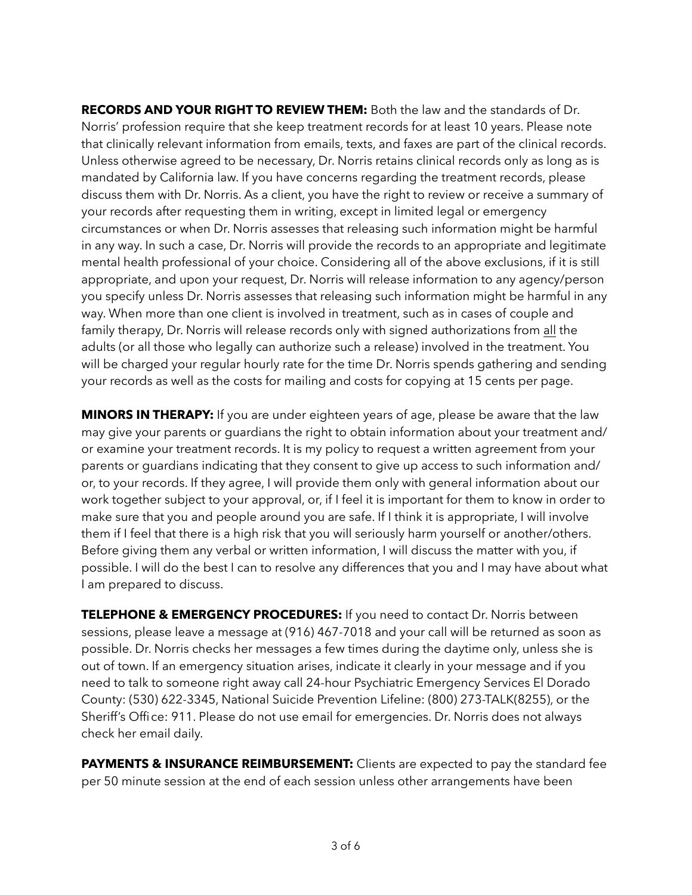**RECORDS AND YOUR RIGHT TO REVIEW THEM:** Both the law and the standards of Dr. Norris' profession require that she keep treatment records for at least 10 years. Please note that clinically relevant information from emails, texts, and faxes are part of the clinical records. Unless otherwise agreed to be necessary, Dr. Norris retains clinical records only as long as is mandated by California law. If you have concerns regarding the treatment records, please discuss them with Dr. Norris. As a client, you have the right to review or receive a summary of your records after requesting them in writing, except in limited legal or emergency circumstances or when Dr. Norris assesses that releasing such information might be harmful in any way. In such a case, Dr. Norris will provide the records to an appropriate and legitimate mental health professional of your choice. Considering all of the above exclusions, if it is still appropriate, and upon your request, Dr. Norris will release information to any agency/person you specify unless Dr. Norris assesses that releasing such information might be harmful in any way. When more than one client is involved in treatment, such as in cases of couple and family therapy, Dr. Norris will release records only with signed authorizations from <u>all</u> the adults (or all those who legally can authorize such a release) involved in the treatment. You will be charged your regular hourly rate for the time Dr. Norris spends gathering and sending your records as well as the costs for mailing and costs for copying at 15 cents per page.

**MINORS IN THERAPY:** If you are under eighteen years of age, please be aware that the law may give your parents or guardians the right to obtain information about your treatment and/or examine your treatment records. It is my policy to request a written agreement from your parents or guardians indicating that they consent to give up access to such information and/or, to your records. If they agree, I will provide them only with general information about our work together subject to your approval, or, if I feel it is important for them to know in order to make sure that you and people around you are safe. If I think it is appropriate, I will involve them if I feel that there is a high risk that you will seriously harm yourself or another/others. Before giving them any verbal or written information, I will discuss the matter with you, if possible. I will do the best I can to resolve any differences that you and I may have about what I am prepared to discuss.

**TELEPHONE & EMERGENCY PROCEDURES:** If you need to contact Dr. Norris between sessions, please leave a message at (916) 467-7018 and your call will be returned as soon as possible. Dr. Norris checks her messages a few times during the daytime only, unless she is out of town. If an emergency situation arises, indicate it clearly in your message and if you need to talk to someone right away call 24-hour Psychiatric Emergency Services El Dorado County: (530) 622-3345, National Suicide Prevention Lifeline: (800) 273-TALK(8255), or the Sheriff's Office: 911. Please do not use email for emergencies. Dr. Norris does not always check her email daily.

**PAYMENTS & INSURANCE REIMBURSEMENT:** Clients are expected to pay the standard fee per 50 minute session at the end of each session unless other arrangements have been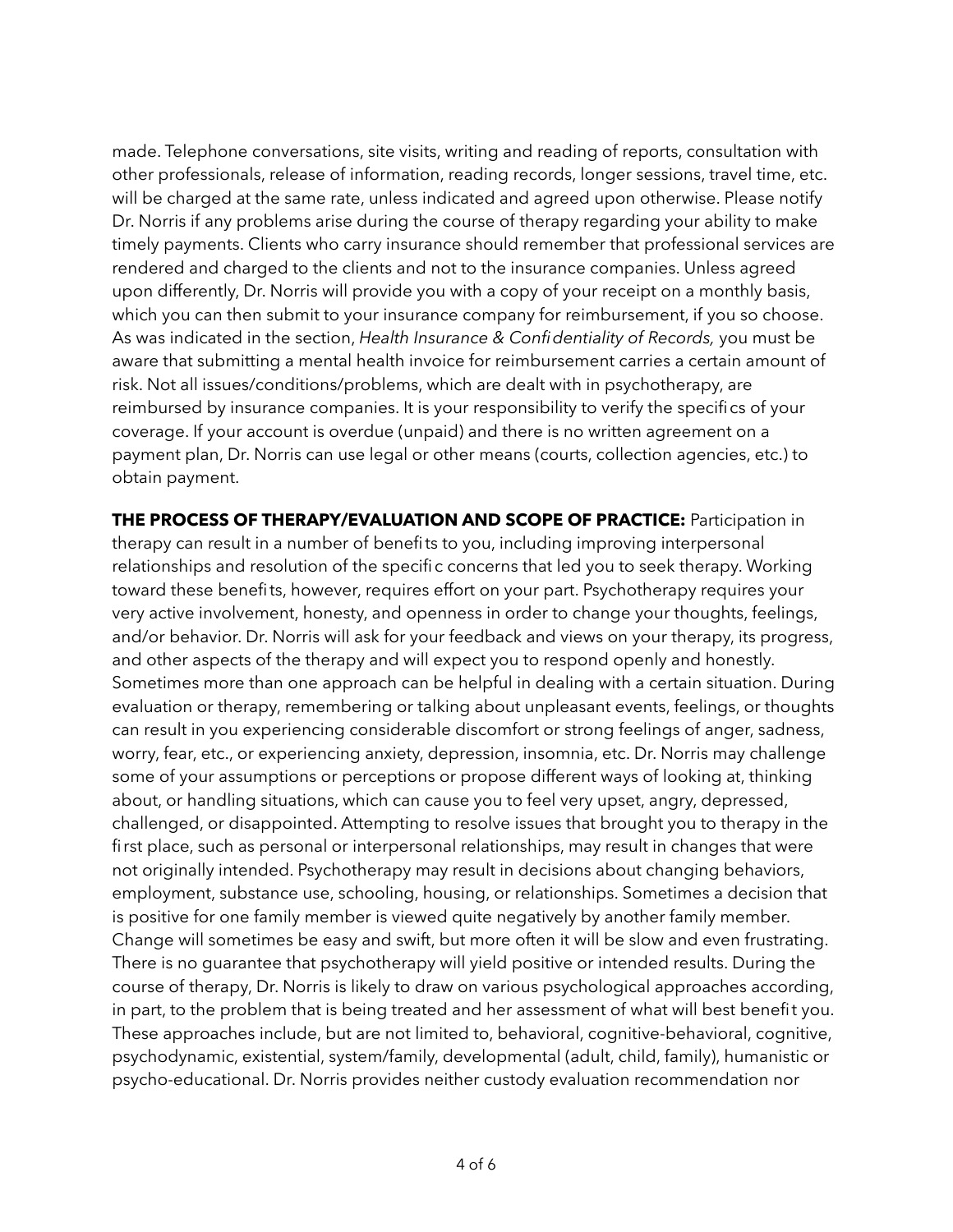made. Telephone conversations, site visits, writing and reading of reports, consultation with other professionals, release of information, reading records, longer sessions, travel time, etc. will be charged at the same rate, unless indicated and agreed upon otherwise. Please notify Dr. Norris if any problems arise during the course of therapy regarding your ability to make timely payments. Clients who carry insurance should remember that professional services are rendered and charged to the clients and not to the insurance companies. Unless agreed upon differently, Dr. Norris will provide you with a copy of your receipt on a monthly basis, which you can then submit to your insurance company for reimbursement, if you so choose. As was indicated in the section, *Health Insurance & Confidentiality of Records,* you must be aware that submitting a mental health invoice for reimbursement carries a certain amount of risk. Not all issues/conditions/problems, which are dealt with in psychotherapy, are reimbursed by insurance companies. It is your responsibility to verify the specifics of your coverage. If your account is overdue (unpaid) and there is no written agreement on a payment plan, Dr. Norris can use legal or other means (courts, collection agencies, etc.) to obtain payment.

**THE PROCESS OF THERAPY/EVALUATION AND SCOPE OF PRACTICE:** Participation in therapy can result in a number of benefits to you, including improving interpersonal relationships and resolution of the specific concerns that led you to seek therapy. Working toward these benefits, however, requires effort on your part. Psychotherapy requires your very active involvement, honesty, and openness in order to change your thoughts, feelings, and/or behavior. Dr. Norris will ask for your feedback and views on your therapy, its progress, and other aspects of the therapy and will expect you to respond openly and honestly. Sometimes more than one approach can be helpful in dealing with a certain situation. During evaluation or therapy, remembering or talking about unpleasant events, feelings, or thoughts can result in you experiencing considerable discomfort or strong feelings of anger, sadness, worry, fear, etc., or experiencing anxiety, depression, insomnia, etc. Dr. Norris may challenge some of your assumptions or perceptions or propose different ways of looking at, thinking about, or handling situations, which can cause you to feel very upset, angry, depressed, challenged, or disappointed. Attempting to resolve issues that brought you to therapy in the first place, such as personal or interpersonal relationships, may result in changes that were not originally intended. Psychotherapy may result in decisions about changing behaviors, employment, substance use, schooling, housing, or relationships. Sometimes a decision that is positive for one family member is viewed quite negatively by another family member. Change will sometimes be easy and swift, but more often it will be slow and even frustrating. There is no guarantee that psychotherapy will yield positive or intended results. During the course of therapy, Dr. Norris is likely to draw on various psychological approaches according, in part, to the problem that is being treated and her assessment of what will best benefit you. These approaches include, but are not limited to, behavioral, cognitive-behavioral, cognitive, psychodynamic, existential, system/family, developmental (adult, child, family), humanistic or psycho-educational. Dr. Norris provides neither custody evaluation recommendation nor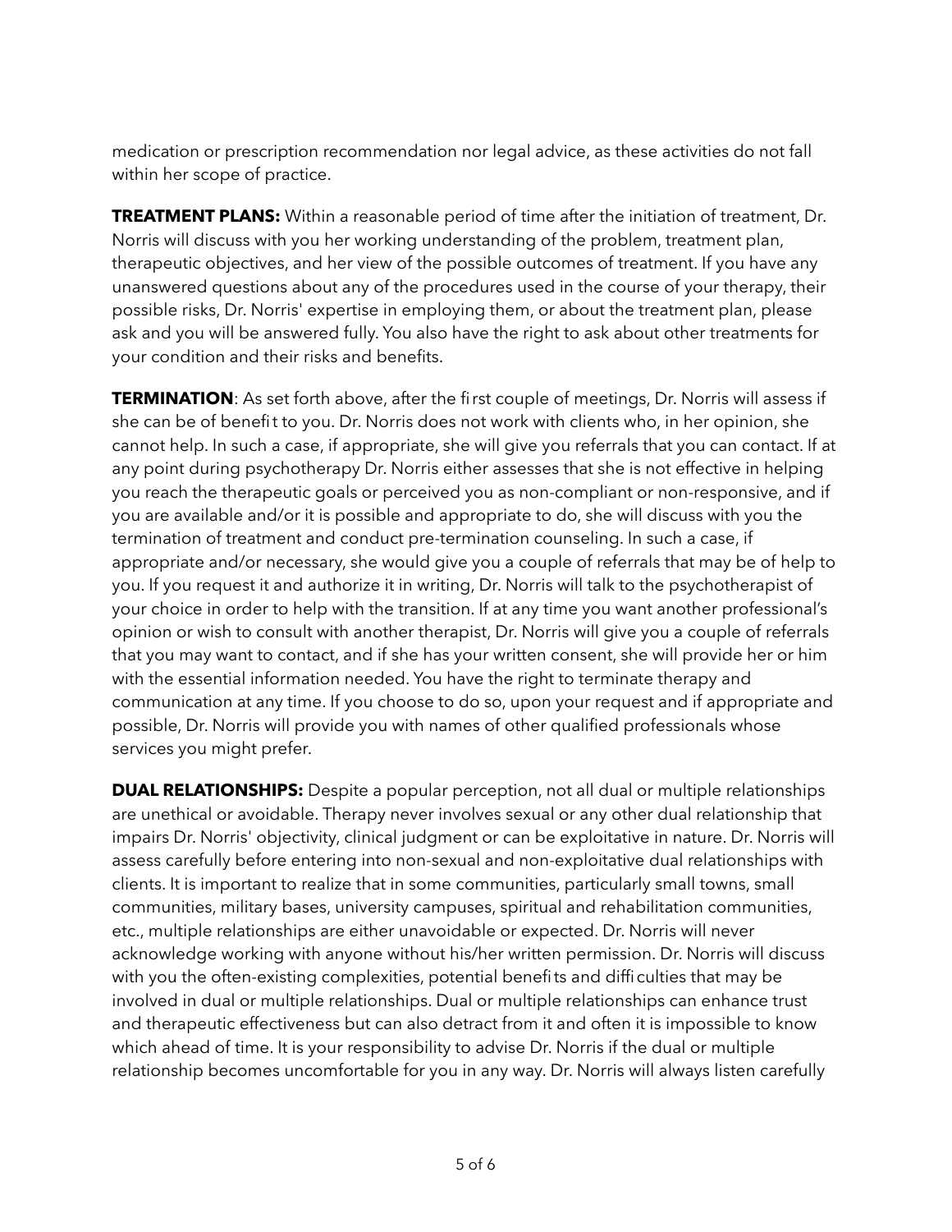medication or prescription recommendation nor legal advice, as these activities do not fall within her scope of practice.

**TREATMENT PLANS:** Within a reasonable period of time after the initiation of treatment, Dr. Norris will discuss with you her working understanding of the problem, treatment plan, therapeutic objectives, and her view of the possible outcomes of treatment. If you have any unanswered questions about any of the procedures used in the course of your therapy, their possible risks, Dr. Norris' expertise in employing them, or about the treatment plan, please ask and you will be answered fully. You also have the right to ask about other treatments for your condition and their risks and benefits.

**TERMINATION**: As set forth above, after the first couple of meetings, Dr. Norris will assess if she can be of benefit to you. Dr. Norris does not work with clients who, in her opinion, she cannot help. In such a case, if appropriate, she will give you referrals that you can contact. If at any point during psychotherapy Dr. Norris either assesses that she is not effective in helping you reach the therapeutic goals or perceived you as non-compliant or non-responsive, and if you are available and/or it is possible and appropriate to do, she will discuss with you the termination of treatment and conduct pre-termination counseling. In such a case, if appropriate and/or necessary, she would give you a couple of referrals that may be of help to you. If you request it and authorize it in writing, Dr. Norris will talk to the psychotherapist of your choice in order to help with the transition. If at any time you want another professional's opinion or wish to consult with another therapist, Dr. Norris will give you a couple of referrals that you may want to contact, and if she has your written consent, she will provide her or him with the essential information needed. You have the right to terminate therapy and communication at any time. If you choose to do so, upon your request and if appropriate and possible, Dr. Norris will provide you with names of other qualified professionals whose services you might prefer.

**DUAL RELATIONSHIPS:** Despite a popular perception, not all dual or multiple relationships are unethical or avoidable. Therapy never involves sexual or any other dual relationship that impairs Dr. Norris' objectivity, clinical judgment or can be exploitative in nature. Dr. Norris will assess carefully before entering into non-sexual and non-exploitative dual relationships with clients. It is important to realize that in some communities, particularly small towns, small communities, military bases, university campuses, spiritual and rehabilitation communities, etc., multiple relationships are either unavoidable or expected. Dr. Norris will never acknowledge working with anyone without his/her written permission. Dr. Norris will discuss with you the often-existing complexities, potential benefits and difficulties that may be involved in dual or multiple relationships. Dual or multiple relationships can enhance trust and therapeutic effectiveness but can also detract from it and often it is impossible to know which ahead of time. It is your responsibility to advise Dr. Norris if the dual or multiple relationship becomes uncomfortable for you in any way. Dr. Norris will always listen carefully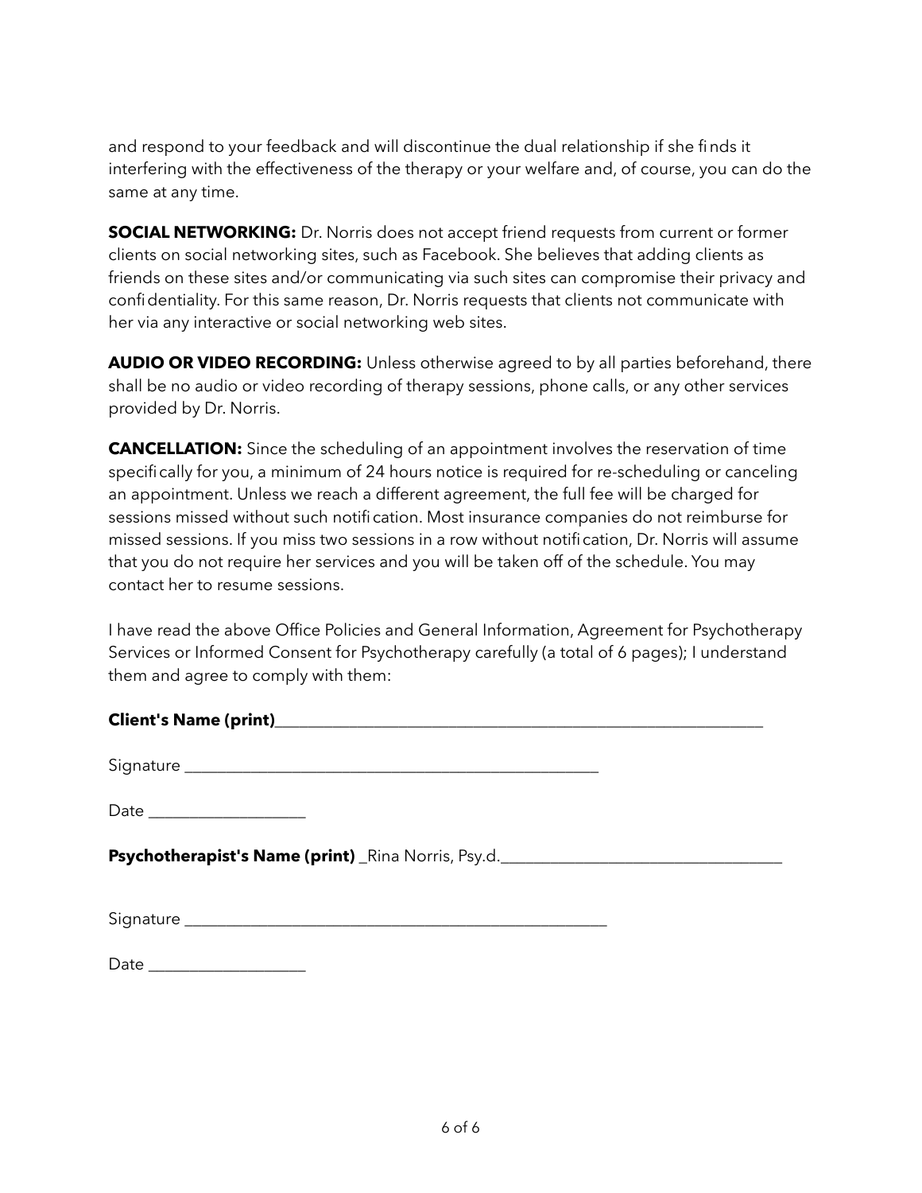and respond to your feedback and will discontinue the dual relationship if she finds it interfering with the effectiveness of the therapy or your welfare and, of course, you can do the same at any time.

**SOCIAL NETWORKING:** Dr. Norris does not accept friend requests from current or former clients on social networking sites, such as Facebook. She believes that adding clients as friends on these sites and/or communicating via such sites can compromise their privacy and confidentiality. For this same reason, Dr. Norris requests that clients not communicate with her via any interactive or social networking web sites.

**AUDIO OR VIDEO RECORDING:** Unless otherwise agreed to by all parties beforehand, there shall be no audio or video recording of therapy sessions, phone calls, or any other services provided by Dr. Norris.

**CANCELLATION:** Since the scheduling of an appointment involves the reservation of time specifically for you, a minimum of 24 hours notice is required for re-scheduling or canceling an appointment. Unless we reach a different agreement, the full fee will be charged for sessions missed without such notification. Most insurance companies do not reimburse for missed sessions. If you miss two sessions in a row without notification, Dr. Norris will assume that you do not require her services and you will be taken off of the schedule. You may contact her to resume sessions.

I have read the above Office Policies and General Information, Agreement for Psychotherapy Services or Informed Consent for Psychotherapy carefully (a total of 6 pages); I understand them and agree to comply with them:

**Client's Name (print)**_______________________________________________________________

Signature ____________________________________________________

Date ____________________

**Psychotherapist's Name (print)** _Rina Norris, Psy.d._____________________________________

Signature _____________________________________________________

Date ____________________